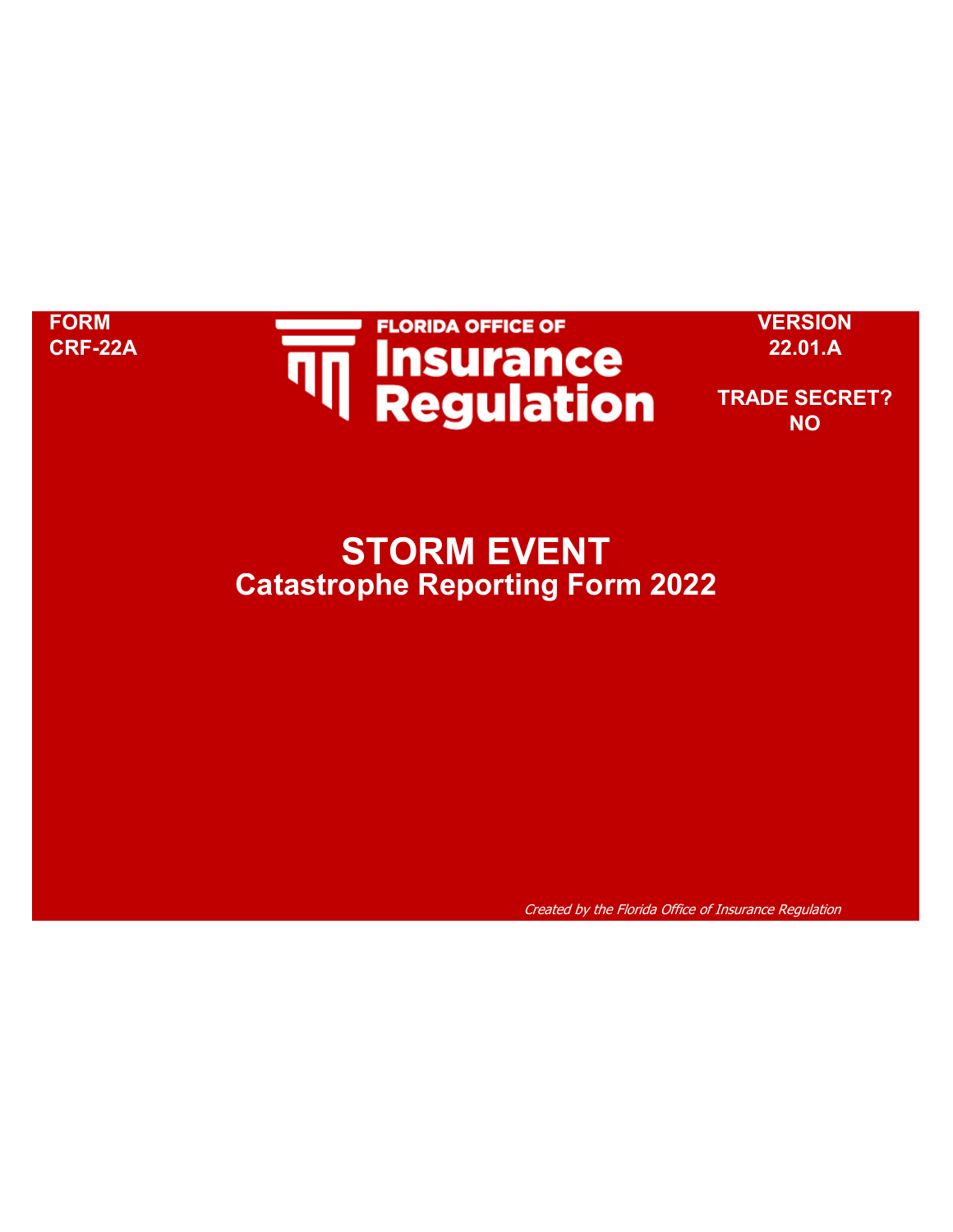**FORM**
**CRF-22A**

FLORIDA OFFICE OF
# Insurance Regulation

**VERSION**
**22.01.A**

**TRADE SECRET?**
**NO**

# STORM EVENT
## Catastrophe Reporting Form 2022

*Created by the Florida Office of Insurance Regulation*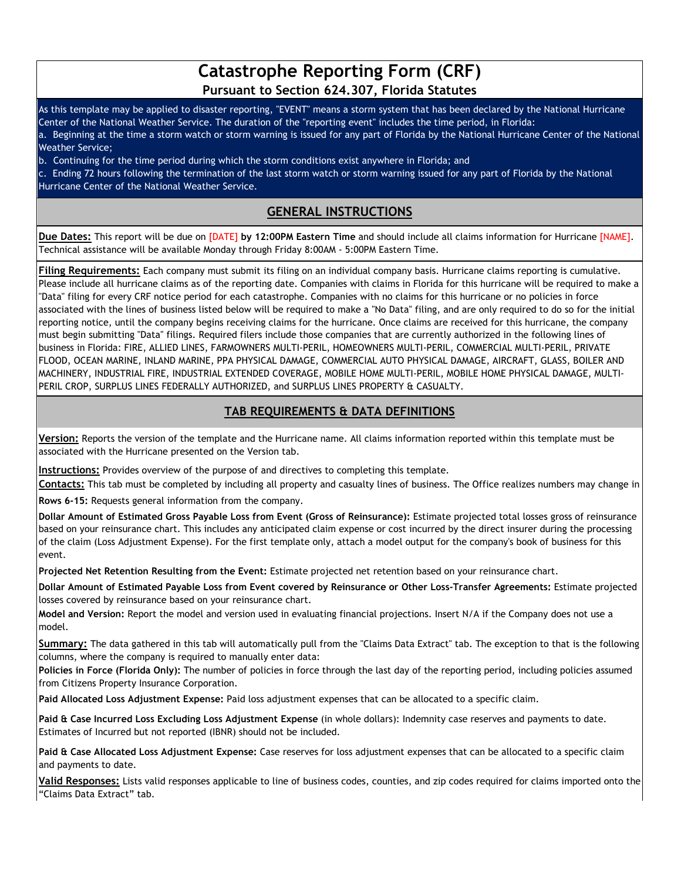# Catastrophe Reporting Form (CRF)

**Pursuant to Section 624.307, Florida Statutes**

As this template may be applied to disaster reporting, "EVENT" means a storm system that has been declared by the National Hurricane Center of the National Weather Service. The duration of the "reporting event" includes the time period, in Florida:

a. Beginning at the time a storm watch or storm warning is issued for any part of Florida by the National Hurricane Center of the National Weather Service;

b. Continuing for the time period during which the storm conditions exist anywhere in Florida; and

c. Ending 72 hours following the termination of the last storm watch or storm warning issued for any part of Florida by the National Hurricane Center of the National Weather Service.

## GENERAL INSTRUCTIONS

**Due Dates:** This report will be due on [DATE] **by 12:00PM Eastern Time** and should include all claims information for Hurricane [NAME]. Technical assistance will be available Monday through Friday 8:00AM - 5:00PM Eastern Time.

**Filing Requirements:** Each company must submit its filing on an individual company basis. Hurricane claims reporting is cumulative. Please include all hurricane claims as of the reporting date. Companies with claims in Florida for this hurricane will be required to make a "Data" filing for every CRF notice period for each catastrophe. Companies with no claims for this hurricane or no policies in force associated with the lines of business listed below will be required to make a "No Data" filing, and are only required to do so for the initial reporting notice, until the company begins receiving claims for the hurricane. Once claims are received for this hurricane, the company must begin submitting "Data" filings. Required filers include those companies that are currently authorized in the following lines of business in Florida: FIRE, ALLIED LINES, FARMOWNERS MULTI-PERIL, HOMEOWNERS MULTI-PERIL, COMMERCIAL MULTI-PERIL, PRIVATE FLOOD, OCEAN MARINE, INLAND MARINE, PPA PHYSICAL DAMAGE, COMMERCIAL AUTO PHYSICAL DAMAGE, AIRCRAFT, GLASS, BOILER AND MACHINERY, INDUSTRIAL FIRE, INDUSTRIAL EXTENDED COVERAGE, MOBILE HOME MULTI-PERIL, MOBILE HOME PHYSICAL DAMAGE, MULTI-PERIL CROP, SURPLUS LINES FEDERALLY AUTHORIZED, and SURPLUS LINES PROPERTY & CASUALTY.

## TAB REQUIREMENTS & DATA DEFINITIONS

**Version:** Reports the version of the template and the Hurricane name. All claims information reported within this template must be associated with the Hurricane presented on the Version tab.

**Instructions:** Provides overview of the purpose of and directives to completing this template.

**Contacts:** This tab must be completed by including all property and casualty lines of business. The Office realizes numbers may change in

**Rows 6-15:** Requests general information from the company.

**Dollar Amount of Estimated Gross Payable Loss from Event (Gross of Reinsurance):** Estimate projected total losses gross of reinsurance based on your reinsurance chart. This includes any anticipated claim expense or cost incurred by the direct insurer during the processing of the claim (Loss Adjustment Expense). For the first template only, attach a model output for the company's book of business for this event.

**Projected Net Retention Resulting from the Event:** Estimate projected net retention based on your reinsurance chart.

**Dollar Amount of Estimated Payable Loss from Event covered by Reinsurance or Other Loss-Transfer Agreements:** Estimate projected losses covered by reinsurance based on your reinsurance chart.

**Model and Version:** Report the model and version used in evaluating financial projections. Insert N/A if the Company does not use a model.

**Summary:** The data gathered in this tab will automatically pull from the "Claims Data Extract" tab. The exception to that is the following columns, where the company is required to manually enter data:

**Policies in Force (Florida Only):** The number of policies in force through the last day of the reporting period, including policies assumed from Citizens Property Insurance Corporation.

**Paid Allocated Loss Adjustment Expense:** Paid loss adjustment expenses that can be allocated to a specific claim.

**Paid & Case Incurred Loss Excluding Loss Adjustment Expense** (in whole dollars): Indemnity case reserves and payments to date. Estimates of Incurred but not reported (IBNR) should not be included.

**Paid & Case Allocated Loss Adjustment Expense:** Case reserves for loss adjustment expenses that can be allocated to a specific claim and payments to date.

**Valid Responses:** Lists valid responses applicable to line of business codes, counties, and zip codes required for claims imported onto the "Claims Data Extract" tab.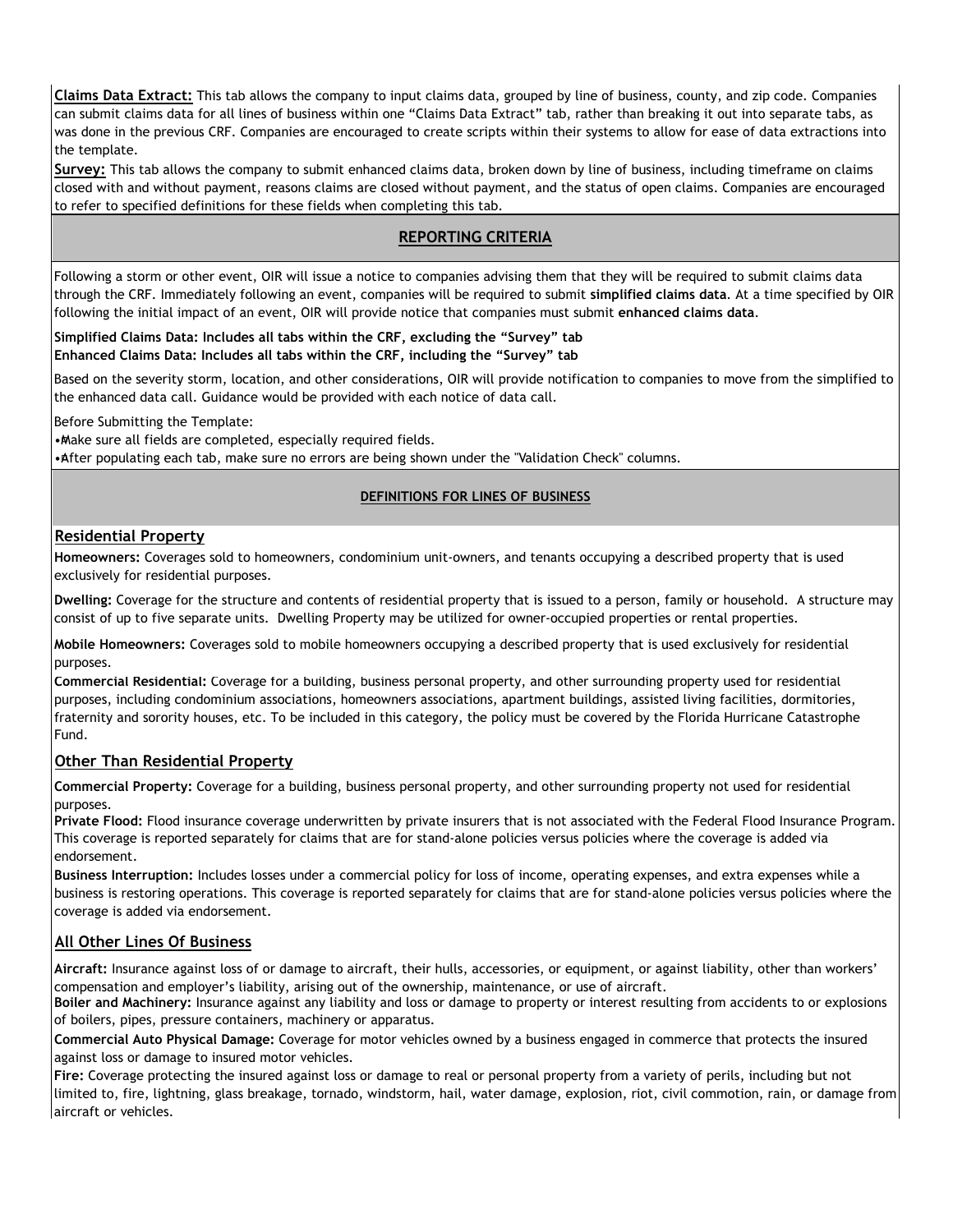**Claims Data Extract:** This tab allows the company to input claims data, grouped by line of business, county, and zip code. Companies can submit claims data for all lines of business within one "Claims Data Extract" tab, rather than breaking it out into separate tabs, as was done in the previous CRF. Companies are encouraged to create scripts within their systems to allow for ease of data extractions into the template.

**Survey:** This tab allows the company to submit enhanced claims data, broken down by line of business, including timeframe on claims closed with and without payment, reasons claims are closed without payment, and the status of open claims. Companies are encouraged to refer to specified definitions for these fields when completing this tab.

## REPORTING CRITERIA

Following a storm or other event, OIR will issue a notice to companies advising them that they will be required to submit claims data through the CRF. Immediately following an event, companies will be required to submit **simplified claims data**. At a time specified by OIR following the initial impact of an event, OIR will provide notice that companies must submit **enhanced claims data**.

**Simplified Claims Data: Includes all tabs within the CRF, excluding the "Survey" tab**
**Enhanced Claims Data: Includes all tabs within the CRF, including the "Survey" tab**

Based on the severity storm, location, and other considerations, OIR will provide notification to companies to move from the simplified to the enhanced data call. Guidance would be provided with each notice of data call.

Before Submitting the Template:

- Make sure all fields are completed, especially required fields.
- After populating each tab, make sure no errors are being shown under the "Validation Check" columns.

## DEFINITIONS FOR LINES OF BUSINESS

### Residential Property

**Homeowners:** Coverages sold to homeowners, condominium unit-owners, and tenants occupying a described property that is used exclusively for residential purposes.

**Dwelling:** Coverage for the structure and contents of residential property that is issued to a person, family or household. A structure may consist of up to five separate units. Dwelling Property may be utilized for owner-occupied properties or rental properties.

**Mobile Homeowners:** Coverages sold to mobile homeowners occupying a described property that is used exclusively for residential purposes.

**Commercial Residential:** Coverage for a building, business personal property, and other surrounding property used for residential purposes, including condominium associations, homeowners associations, apartment buildings, assisted living facilities, dormitories, fraternity and sorority houses, etc. To be included in this category, the policy must be covered by the Florida Hurricane Catastrophe Fund.

### Other Than Residential Property

**Commercial Property:** Coverage for a building, business personal property, and other surrounding property not used for residential purposes.

**Private Flood:** Flood insurance coverage underwritten by private insurers that is not associated with the Federal Flood Insurance Program. This coverage is reported separately for claims that are for stand-alone policies versus policies where the coverage is added via endorsement.

**Business Interruption:** Includes losses under a commercial policy for loss of income, operating expenses, and extra expenses while a business is restoring operations. This coverage is reported separately for claims that are for stand-alone policies versus policies where the coverage is added via endorsement.

### All Other Lines Of Business

**Aircraft:** Insurance against loss of or damage to aircraft, their hulls, accessories, or equipment, or against liability, other than workers' compensation and employer's liability, arising out of the ownership, maintenance, or use of aircraft.

**Boiler and Machinery:** Insurance against any liability and loss or damage to property or interest resulting from accidents to or explosions of boilers, pipes, pressure containers, machinery or apparatus.

**Commercial Auto Physical Damage:** Coverage for motor vehicles owned by a business engaged in commerce that protects the insured against loss or damage to insured motor vehicles.

**Fire:** Coverage protecting the insured against loss or damage to real or personal property from a variety of perils, including but not limited to, fire, lightning, glass breakage, tornado, windstorm, hail, water damage, explosion, riot, civil commotion, rain, or damage from aircraft or vehicles.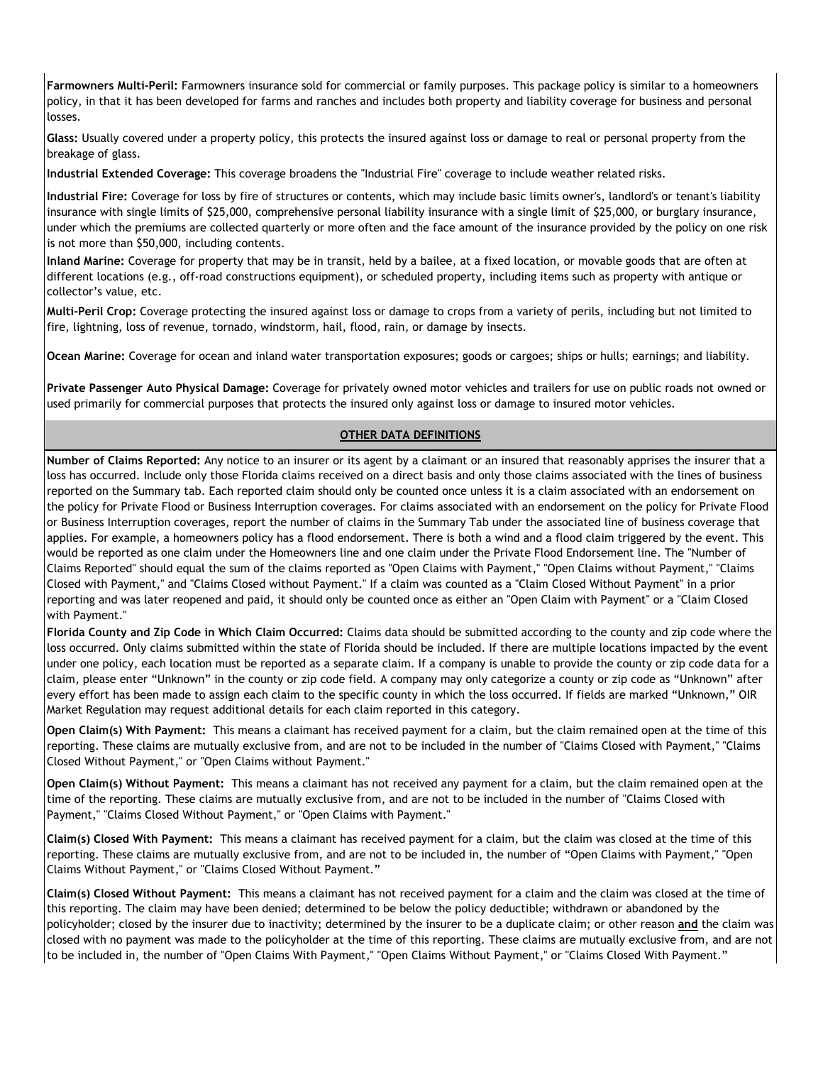**Farmowners Multi-Peril:** Farmowners insurance sold for commercial or family purposes. This package policy is similar to a homeowners policy, in that it has been developed for farms and ranches and includes both property and liability coverage for business and personal losses.

**Glass:** Usually covered under a property policy, this protects the insured against loss or damage to real or personal property from the breakage of glass.

**Industrial Extended Coverage:** This coverage broadens the "Industrial Fire" coverage to include weather related risks.

**Industrial Fire:** Coverage for loss by fire of structures or contents, which may include basic limits owner's, landlord's or tenant's liability insurance with single limits of $25,000, comprehensive personal liability insurance with a single limit of $25,000, or burglary insurance, under which the premiums are collected quarterly or more often and the face amount of the insurance provided by the policy on one risk is not more than $50,000, including contents.

**Inland Marine:** Coverage for property that may be in transit, held by a bailee, at a fixed location, or movable goods that are often at different locations (e.g., off-road constructions equipment), or scheduled property, including items such as property with antique or collector's value, etc.

**Multi-Peril Crop:** Coverage protecting the insured against loss or damage to crops from a variety of perils, including but not limited to fire, lightning, loss of revenue, tornado, windstorm, hail, flood, rain, or damage by insects.

**Ocean Marine:** Coverage for ocean and inland water transportation exposures; goods or cargoes; ships or hulls; earnings; and liability.

**Private Passenger Auto Physical Damage:** Coverage for privately owned motor vehicles and trailers for use on public roads not owned or used primarily for commercial purposes that protects the insured only against loss or damage to insured motor vehicles.

## OTHER DATA DEFINITIONS

**Number of Claims Reported:** Any notice to an insurer or its agent by a claimant or an insured that reasonably apprises the insurer that a loss has occurred. Include only those Florida claims received on a direct basis and only those claims associated with the lines of business reported on the Summary tab. Each reported claim should only be counted once unless it is a claim associated with an endorsement on the policy for Private Flood or Business Interruption coverages. For claims associated with an endorsement on the policy for Private Flood or Business Interruption coverages, report the number of claims in the Summary Tab under the associated line of business coverage that applies. For example, a homeowners policy has a flood endorsement. There is both a wind and a flood claim triggered by the event. This would be reported as one claim under the Homeowners line and one claim under the Private Flood Endorsement line. The "Number of Claims Reported" should equal the sum of the claims reported as "Open Claims with Payment," "Open Claims without Payment," "Claims Closed with Payment," and "Claims Closed without Payment." If a claim was counted as a "Claim Closed Without Payment" in a prior reporting and was later reopened and paid, it should only be counted once as either an "Open Claim with Payment" or a "Claim Closed with Payment."

**Florida County and Zip Code in Which Claim Occurred:** Claims data should be submitted according to the county and zip code where the loss occurred. Only claims submitted within the state of Florida should be included. If there are multiple locations impacted by the event under one policy, each location must be reported as a separate claim. If a company is unable to provide the county or zip code data for a claim, please enter "Unknown" in the county or zip code field. A company may only categorize a county or zip code as "Unknown" after every effort has been made to assign each claim to the specific county in which the loss occurred. If fields are marked "Unknown," OIR Market Regulation may request additional details for each claim reported in this category.

**Open Claim(s) With Payment:** This means a claimant has received payment for a claim, but the claim remained open at the time of this reporting. These claims are mutually exclusive from, and are not to be included in the number of "Claims Closed with Payment," "Claims Closed Without Payment," or "Open Claims without Payment."

**Open Claim(s) Without Payment:** This means a claimant has not received any payment for a claim, but the claim remained open at the time of the reporting. These claims are mutually exclusive from, and are not to be included in the number of "Claims Closed with Payment," "Claims Closed Without Payment," or "Open Claims with Payment."

**Claim(s) Closed With Payment:** This means a claimant has received payment for a claim, but the claim was closed at the time of this reporting. These claims are mutually exclusive from, and are not to be included in, the number of "Open Claims with Payment," "Open Claims Without Payment," or "Claims Closed Without Payment."

**Claim(s) Closed Without Payment:** This means a claimant has not received payment for a claim and the claim was closed at the time of this reporting. The claim may have been denied; determined to be below the policy deductible; withdrawn or abandoned by the policyholder; closed by the insurer due to inactivity; determined by the insurer to be a duplicate claim; or other reason **and** the claim was closed with no payment was made to the policyholder at the time of this reporting. These claims are mutually exclusive from, and are not to be included in, the number of "Open Claims With Payment," "Open Claims Without Payment," or "Claims Closed With Payment."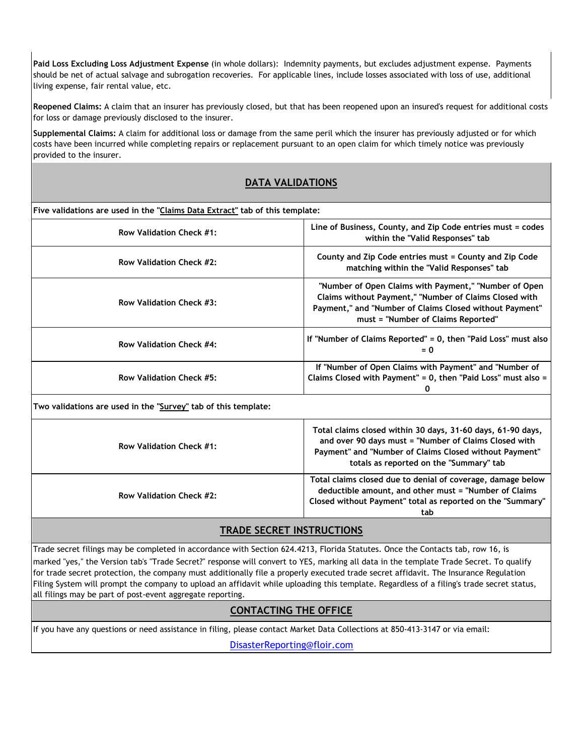**Paid Loss Excluding Loss Adjustment Expense** (in whole dollars): Indemnity payments, but excludes adjustment expense. Payments should be net of actual salvage and subrogation recoveries. For applicable lines, include losses associated with loss of use, additional living expense, fair rental value, etc.

**Reopened Claims:** A claim that an insurer has previously closed, but that has been reopened upon an insured's request for additional costs for loss or damage previously disclosed to the insurer.

**Supplemental Claims:** A claim for additional loss or damage from the same peril which the insurer has previously adjusted or for which costs have been incurred while completing repairs or replacement pursuant to an open claim for which timely notice was previously provided to the insurer.

## DATA VALIDATIONS

**Five validations are used in the "Claims Data Extract" tab of this template:**

| | |
|---|---|
| **Row Validation Check #1:** | **Line of Business, County, and Zip Code entries must = codes within the "Valid Responses" tab** |
| **Row Validation Check #2:** | **County and Zip Code entries must = County and Zip Code matching within the "Valid Responses" tab** |
| **Row Validation Check #3:** | **"Number of Open Claims with Payment," "Number of Open Claims without Payment," "Number of Claims Closed with Payment," and "Number of Claims Closed without Payment" must = "Number of Claims Reported"** |
| **Row Validation Check #4:** | **If "Number of Claims Reported" = 0, then "Paid Loss" must also = 0** |
| **Row Validation Check #5:** | **If "Number of Open Claims with Payment" and "Number of Claims Closed with Payment" = 0, then "Paid Loss" must also = 0** |

**Two validations are used in the "Survey" tab of this template:**

| | |
|---|---|
| **Row Validation Check #1:** | **Total claims closed within 30 days, 31-60 days, 61-90 days, and over 90 days must = "Number of Claims Closed with Payment" and "Number of Claims Closed without Payment" totals as reported on the "Summary" tab** |
| **Row Validation Check #2:** | **Total claims closed due to denial of coverage, damage below deductible amount, and other must = "Number of Claims Closed without Payment" total as reported on the "Summary" tab** |

## TRADE SECRET INSTRUCTIONS

Trade secret filings may be completed in accordance with Section 624.4213, Florida Statutes. Once the Contacts tab, row 16, is marked "yes," the Version tab's "Trade Secret?" response will convert to YES, marking all data in the template Trade Secret. To qualify for trade secret protection, the company must additionally file a properly executed trade secret affidavit. The Insurance Regulation Filing System will prompt the company to upload an affidavit while uploading this template. Regardless of a filing's trade secret status, all filings may be part of post-event aggregate reporting.

## CONTACTING THE OFFICE

If you have any questions or need assistance in filing, please contact Market Data Collections at 850-413-3147 or via email:

DisasterReporting@floir.com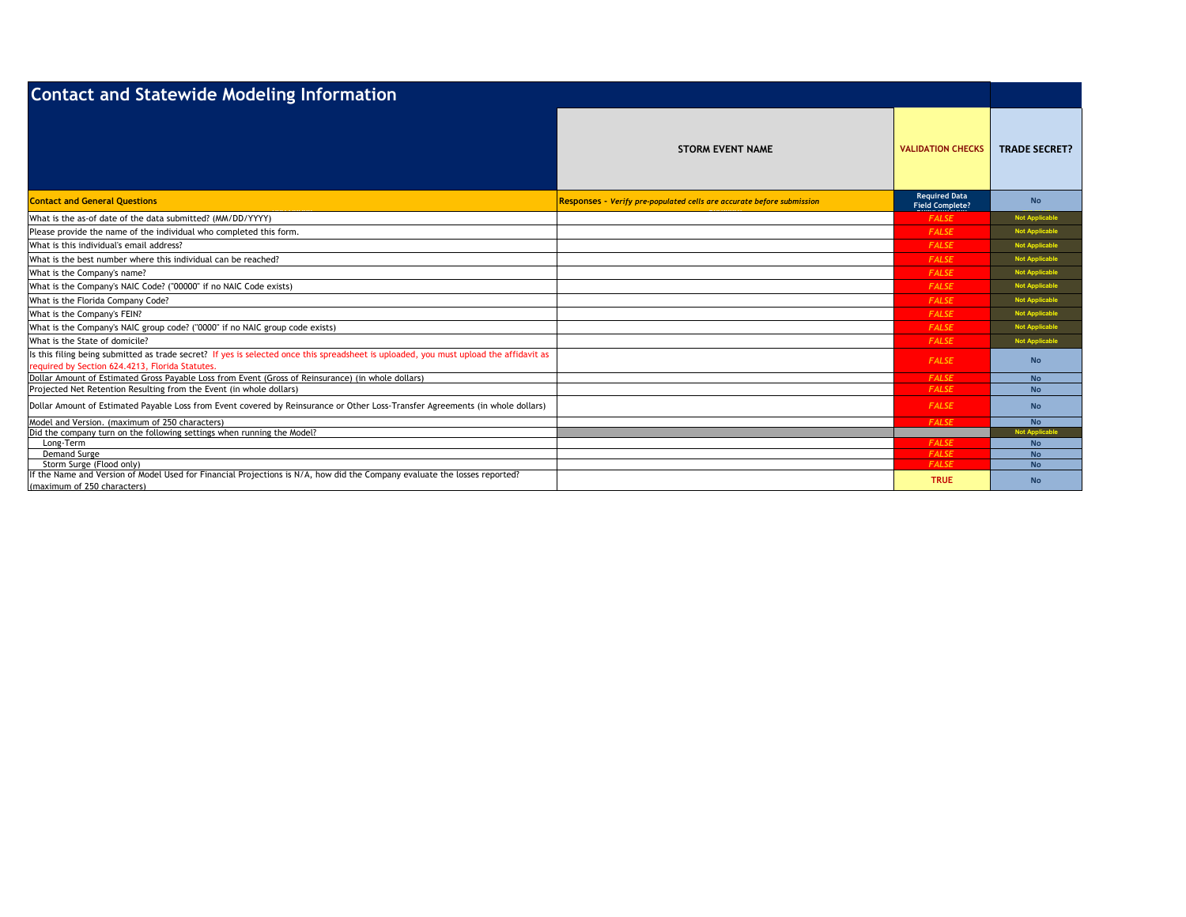# Contact and Statewide Modeling Information

| | STORM EVENT NAME | VALIDATION CHECKS | TRADE SECRET? |
|---|---|---|---|
| **Contact and General Questions** | **Responses** - *Verify pre-populated cells are accurate before submission* | Required Data Field Complete? | No |
| What is the as-of date of the data submitted? (MM/DD/YYYY) | | FALSE | Not Applicable |
| Please provide the name of the individual who completed this form. | | FALSE | Not Applicable |
| What is this individual's email address? | | FALSE | Not Applicable |
| What is the best number where this individual can be reached? | | FALSE | Not Applicable |
| What is the Company's name? | | FALSE | Not Applicable |
| What is the Company's NAIC Code? ("00000" if no NAIC Code exists) | | FALSE | Not Applicable |
| What is the Florida Company Code? | | FALSE | Not Applicable |
| What is the Company's FEIN? | | FALSE | Not Applicable |
| What is the Company's NAIC group code? ("0000" if no NAIC group code exists) | | FALSE | Not Applicable |
| What is the State of domicile? | | FALSE | Not Applicable |
| Is this filing being submitted as trade secret? If yes is selected once this spreadsheet is uploaded, you must upload the affidavit as required by Section 624.4213, Florida Statutes. | | FALSE | No |
| Dollar Amount of Estimated Gross Payable Loss from Event (Gross of Reinsurance) (in whole dollars) | | FALSE | No |
| Projected Net Retention Resulting from the Event (in whole dollars) | | FALSE | No |
| Dollar Amount of Estimated Payable Loss from Event covered by Reinsurance or Other Loss-Transfer Agreements (in whole dollars) | | FALSE | No |
| Model and Version. (maximum of 250 characters) | | FALSE | No |
| Did the company turn on the following settings when running the Model? | | | Not Applicable |
| Long-Term | | FALSE | No |
| Demand Surge | | FALSE | No |
| Storm Surge (Flood only) | | FALSE | No |
| If the Name and Version of Model Used for Financial Projections is N/A, how did the Company evaluate the losses reported? (maximum of 250 characters) | | TRUE | No |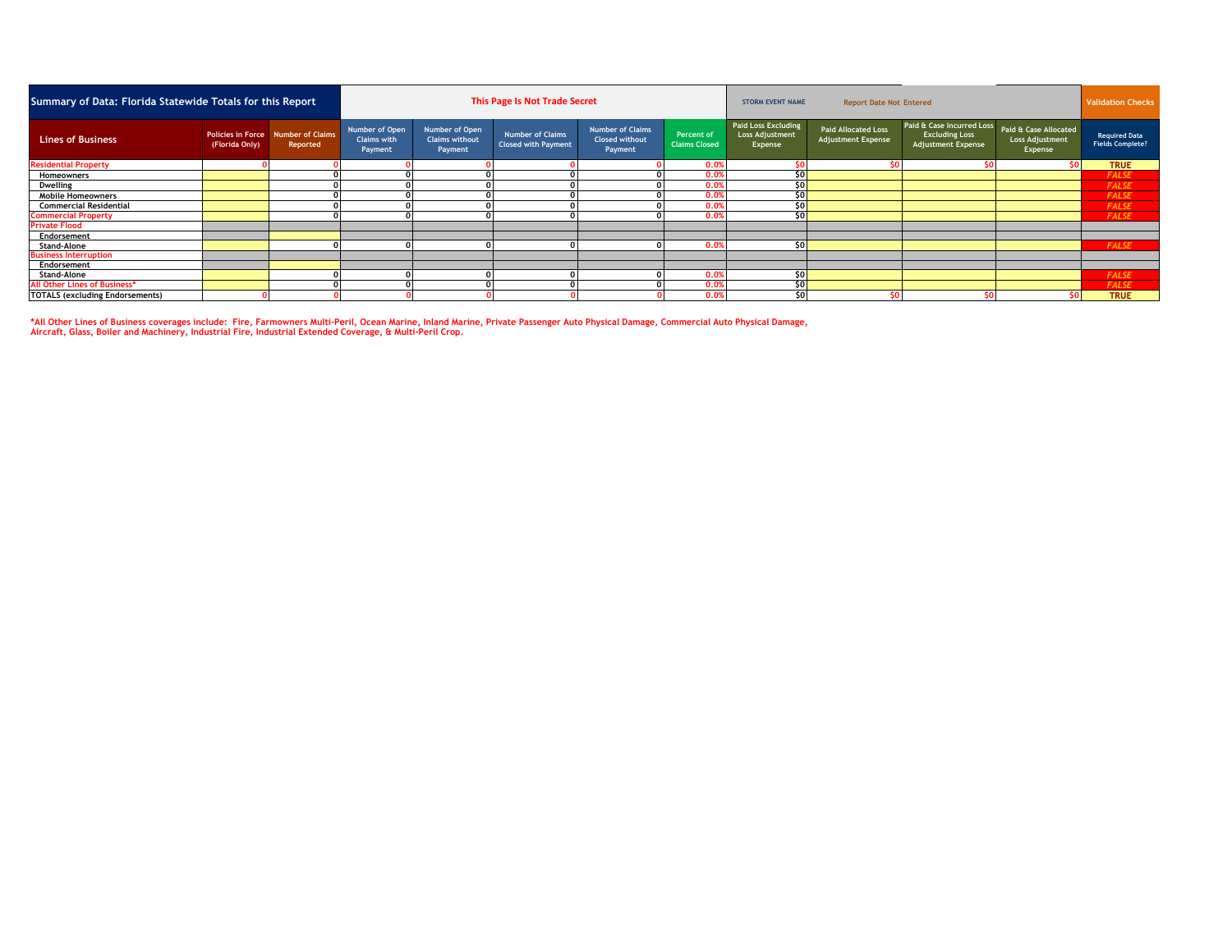| Summary of Data: Florida Statewide Totals for this Report | | | This Page Is Not Trade Secret | | | | | STORM EVENT NAME | Report Date Not Entered | | | Validation Checks |
|---|---|---|---|---|---|---|---|---|---|---|---|---|
| **Lines of Business** | Policies in Force (Florida Only) | Number of Claims Reported | Number of Open Claims with Payment | Number of Open Claims without Payment | Number of Claims Closed with Payment | Number of Claims Closed without Payment | Percent of Claims Closed | Paid Loss Excluding Loss Adjustment Expense | Paid Allocated Loss Adjustment Expense | Paid & Case Incurred Loss Excluding Loss Adjustment Expense | Paid & Case Allocated Loss Adjustment Expense | Required Data Fields Complete? |
| Residential Property | 0 | 0 | 0 | 0 | 0 | 0 | 0.0% | $0 | $0 | $0 | $0 | TRUE |
| Homeowners | | 0 | 0 | 0 | 0 | 0 | 0.0% | $0 | | | | FALSE |
| Dwelling | | 0 | 0 | 0 | 0 | 0 | 0.0% | $0 | | | | FALSE |
| Mobile Homeowners | | 0 | 0 | 0 | 0 | 0 | 0.0% | $0 | | | | FALSE |
| Commercial Residential | | 0 | 0 | 0 | 0 | 0 | 0.0% | $0 | | | | FALSE |
| Commercial Property | | 0 | 0 | 0 | 0 | 0 | 0.0% | $0 | | | | FALSE |
| Private Flood | | | | | | | | | | | | |
| Endorsement | | | | | | | | | | | | |
| Stand-Alone | | 0 | 0 | 0 | 0 | 0 | 0.0% | $0 | | | | FALSE |
| Business Interruption | | | | | | | | | | | | |
| Endorsement | | | | | | | | | | | | |
| Stand-Alone | | 0 | 0 | 0 | 0 | 0 | 0.0% | $0 | | | | FALSE |
| All Other Lines of Business* | | 0 | 0 | 0 | 0 | 0 | 0.0% | $0 | | | | FALSE |
| TOTALS (excluding Endorsements) | 0 | 0 | 0 | 0 | 0 | 0 | 0.0% | $0 | $0 | $0 | $0 | TRUE |

***All Other Lines of Business coverages include: Fire, Farmowners Multi-Peril, Ocean Marine, Inland Marine, Private Passenger Auto Physical Damage, Commercial Auto Physical Damage, Aircraft, Glass, Boiler and Machinery, Industrial Fire, Industrial Extended Coverage, & Multi-Peril Crop.**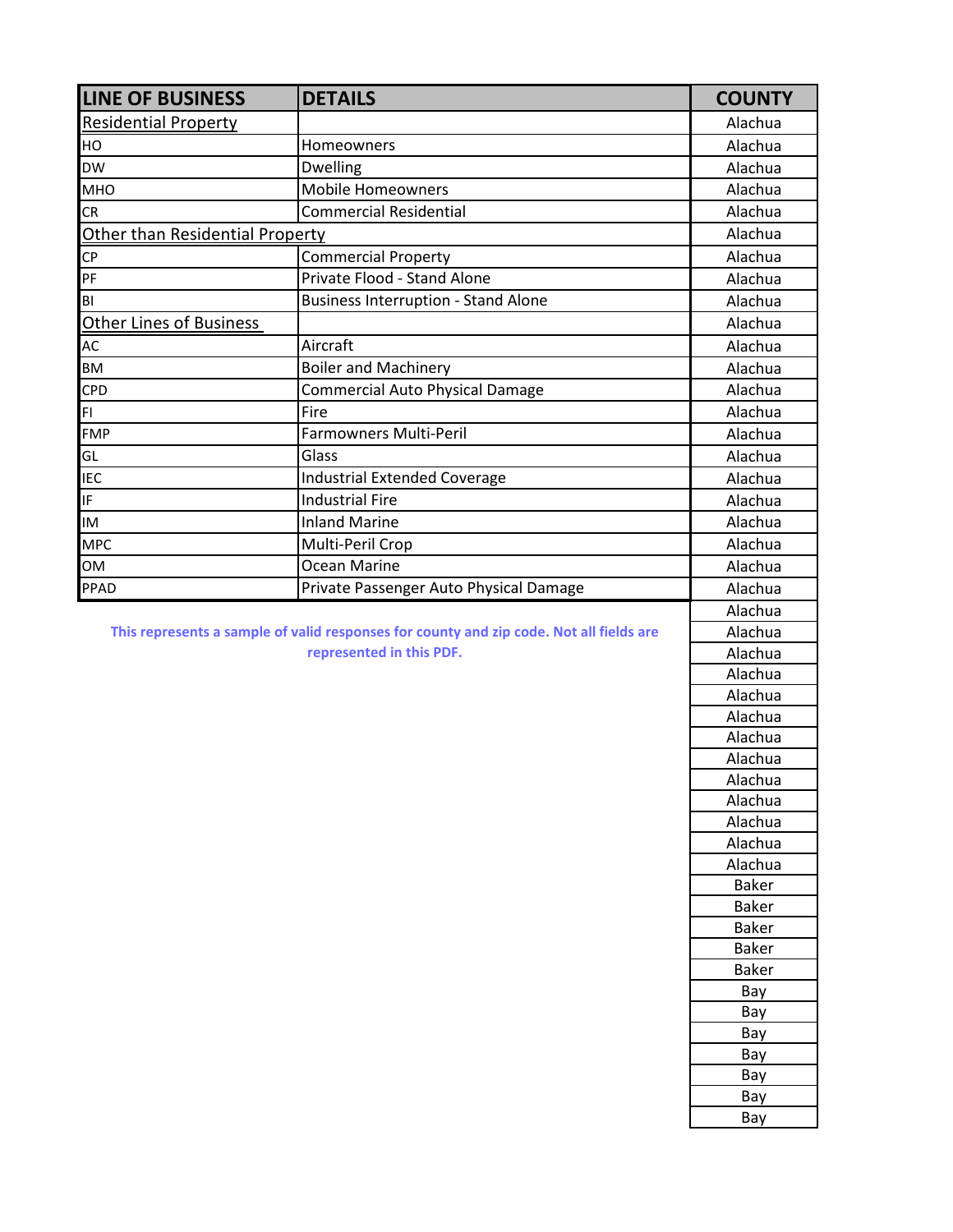| LINE OF BUSINESS | DETAILS | COUNTY |
| --- | --- | --- |
| Residential Property | | Alachua |
| HO | Homeowners | Alachua |
| DW | Dwelling | Alachua |
| MHO | Mobile Homeowners | Alachua |
| CR | Commercial Residential | Alachua |
| Other than Residential Property | | Alachua |
| CP | Commercial Property | Alachua |
| PF | Private Flood - Stand Alone | Alachua |
| BI | Business Interruption - Stand Alone | Alachua |
| Other Lines of Business | | Alachua |
| AC | Aircraft | Alachua |
| BM | Boiler and Machinery | Alachua |
| CPD | Commercial Auto Physical Damage | Alachua |
| FI | Fire | Alachua |
| FMP | Farmowners Multi-Peril | Alachua |
| GL | Glass | Alachua |
| IEC | Industrial Extended Coverage | Alachua |
| IF | Industrial Fire | Alachua |
| IM | Inland Marine | Alachua |
| MPC | Multi-Peril Crop | Alachua |
| OM | Ocean Marine | Alachua |
| PPAD | Private Passenger Auto Physical Damage | Alachua |
| | | Alachua |
| | | Alachua |
| | | Alachua |
| | | Alachua |
| | | Alachua |
| | | Alachua |
| | | Alachua |
| | | Alachua |
| | | Alachua |
| | | Alachua |
| | | Alachua |
| | | Alachua |
| | | Alachua |
| | | Baker |
| | | Baker |
| | | Baker |
| | | Baker |
| | | Baker |
| | | Bay |
| | | Bay |
| | | Bay |
| | | Bay |
| | | Bay |
| | | Bay |
| | | Bay |

**This represents a sample of valid responses for county and zip code. Not all fields are represented in this PDF.**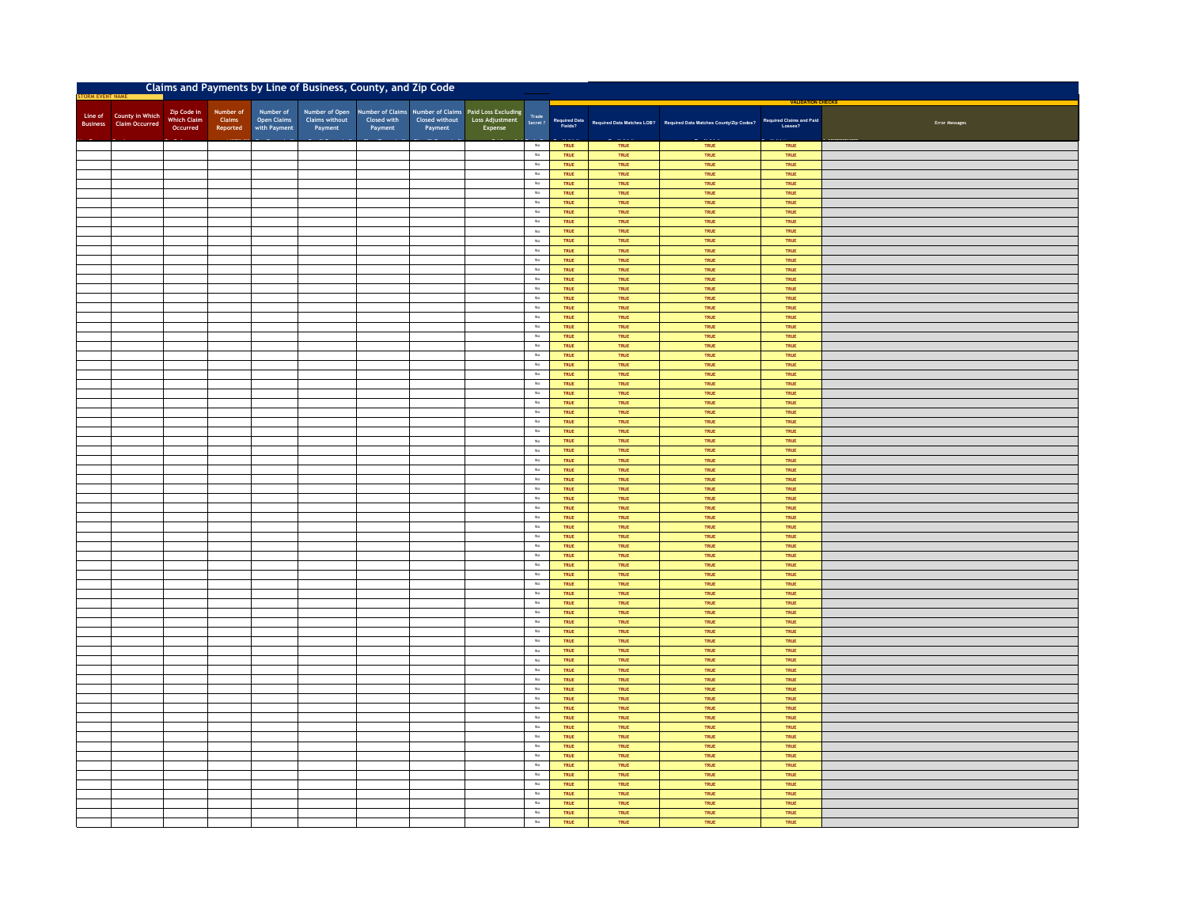# Claims and Payments by Line of Business, County, and Zip Code

STORM EVENT NAME

| Line of Business | County in Which Claim Occurred | Zip Code in Which Claim Occurred | Number of Claims Reported | Number of Open Claims with Payment | Number of Open Claims without Payment | Number of Claims Closed with Payment | Number of Claims Closed without Payment | Paid Loss Excluding Loss Adjustment Expense | Trade Secret ? | VALIDATION CHECKS | | | | |
|---|---|---|---|---|---|---|---|---|---|---|---|---|---|---|
| | | | | | | | | | | Required Data Fields? | Required Data Matches LOB? | Required Data Matches County/Zip Codes? | Required Claims and Paid Losses? | Error Messages |
| | | | | | | | | | No | TRUE | TRUE | TRUE | TRUE | |
| | | | | | | | | | No | TRUE | TRUE | TRUE | TRUE | |
| | | | | | | | | | No | TRUE | TRUE | TRUE | TRUE | |
| | | | | | | | | | No | TRUE | TRUE | TRUE | TRUE | |
| | | | | | | | | | No | TRUE | TRUE | TRUE | TRUE | |
| | | | | | | | | | No | TRUE | TRUE | TRUE | TRUE | |
| | | | | | | | | | No | TRUE | TRUE | TRUE | TRUE | |
| | | | | | | | | | No | TRUE | TRUE | TRUE | TRUE | |
| | | | | | | | | | No | TRUE | TRUE | TRUE | TRUE | |
| | | | | | | | | | No | TRUE | TRUE | TRUE | TRUE | |
| | | | | | | | | | No | TRUE | TRUE | TRUE | TRUE | |
| | | | | | | | | | No | TRUE | TRUE | TRUE | TRUE | |
| | | | | | | | | | No | TRUE | TRUE | TRUE | TRUE | |
| | | | | | | | | | No | TRUE | TRUE | TRUE | TRUE | |
| | | | | | | | | | No | TRUE | TRUE | TRUE | TRUE | |
| | | | | | | | | | No | TRUE | TRUE | TRUE | TRUE | |
| | | | | | | | | | No | TRUE | TRUE | TRUE | TRUE | |
| | | | | | | | | | No | TRUE | TRUE | TRUE | TRUE | |
| | | | | | | | | | No | TRUE | TRUE | TRUE | TRUE | |
| | | | | | | | | | No | TRUE | TRUE | TRUE | TRUE | |
| | | | | | | | | | No | TRUE | TRUE | TRUE | TRUE | |
| | | | | | | | | | No | TRUE | TRUE | TRUE | TRUE | |
| | | | | | | | | | No | TRUE | TRUE | TRUE | TRUE | |
| | | | | | | | | | No | TRUE | TRUE | TRUE | TRUE | |
| | | | | | | | | | No | TRUE | TRUE | TRUE | TRUE | |
| | | | | | | | | | No | TRUE | TRUE | TRUE | TRUE | |
| | | | | | | | | | No | TRUE | TRUE | TRUE | TRUE | |
| | | | | | | | | | No | TRUE | TRUE | TRUE | TRUE | |
| | | | | | | | | | No | TRUE | TRUE | TRUE | TRUE | |
| | | | | | | | | | No | TRUE | TRUE | TRUE | TRUE | |
| | | | | | | | | | No | TRUE | TRUE | TRUE | TRUE | |
| | | | | | | | | | No | TRUE | TRUE | TRUE | TRUE | |
| | | | | | | | | | No | TRUE | TRUE | TRUE | TRUE | |
| | | | | | | | | | No | TRUE | TRUE | TRUE | TRUE | |
| | | | | | | | | | No | TRUE | TRUE | TRUE | TRUE | |
| | | | | | | | | | No | TRUE | TRUE | TRUE | TRUE | |
| | | | | | | | | | No | TRUE | TRUE | TRUE | TRUE | |
| | | | | | | | | | No | TRUE | TRUE | TRUE | TRUE | |
| | | | | | | | | | No | TRUE | TRUE | TRUE | TRUE | |
| | | | | | | | | | No | TRUE | TRUE | TRUE | TRUE | |
| | | | | | | | | | No | TRUE | TRUE | TRUE | TRUE | |
| | | | | | | | | | No | TRUE | TRUE | TRUE | TRUE | |
| | | | | | | | | | No | TRUE | TRUE | TRUE | TRUE | |
| | | | | | | | | | No | TRUE | TRUE | TRUE | TRUE | |
| | | | | | | | | | No | TRUE | TRUE | TRUE | TRUE | |
| | | | | | | | | | No | TRUE | TRUE | TRUE | TRUE | |
| | | | | | | | | | No | TRUE | TRUE | TRUE | TRUE | |
| | | | | | | | | | No | TRUE | TRUE | TRUE | TRUE | |
| | | | | | | | | | No | TRUE | TRUE | TRUE | TRUE | |
| | | | | | | | | | No | TRUE | TRUE | TRUE | TRUE | |
| | | | | | | | | | No | TRUE | TRUE | TRUE | TRUE | |
| | | | | | | | | | No | TRUE | TRUE | TRUE | TRUE | |
| | | | | | | | | | No | TRUE | TRUE | TRUE | TRUE | |
| | | | | | | | | | No | TRUE | TRUE | TRUE | TRUE | |
| | | | | | | | | | No | TRUE | TRUE | TRUE | TRUE | |
| | | | | | | | | | No | TRUE | TRUE | TRUE | TRUE | |
| | | | | | | | | | No | TRUE | TRUE | TRUE | TRUE | |
| | | | | | | | | | No | TRUE | TRUE | TRUE | TRUE | |
| | | | | | | | | | No | TRUE | TRUE | TRUE | TRUE | |
| | | | | | | | | | No | TRUE | TRUE | TRUE | TRUE | |
| | | | | | | | | | No | TRUE | TRUE | TRUE | TRUE | |
| | | | | | | | | | No | TRUE | TRUE | TRUE | TRUE | |
| | | | | | | | | | No | TRUE | TRUE | TRUE | TRUE | |
| | | | | | | | | | No | TRUE | TRUE | TRUE | TRUE | |
| | | | | | | | | | No | TRUE | TRUE | TRUE | TRUE | |
| | | | | | | | | | No | TRUE | TRUE | TRUE | TRUE | |
| | | | | | | | | | No | TRUE | TRUE | TRUE | TRUE | |
| | | | | | | | | | No | TRUE | TRUE | TRUE | TRUE | |
| | | | | | | | | | No | TRUE | TRUE | TRUE | TRUE | |
| | | | | | | | | | No | TRUE | TRUE | TRUE | TRUE | |
| | | | | | | | | | No | TRUE | TRUE | TRUE | TRUE | |
| | | | | | | | | | No | TRUE | TRUE | TRUE | TRUE | |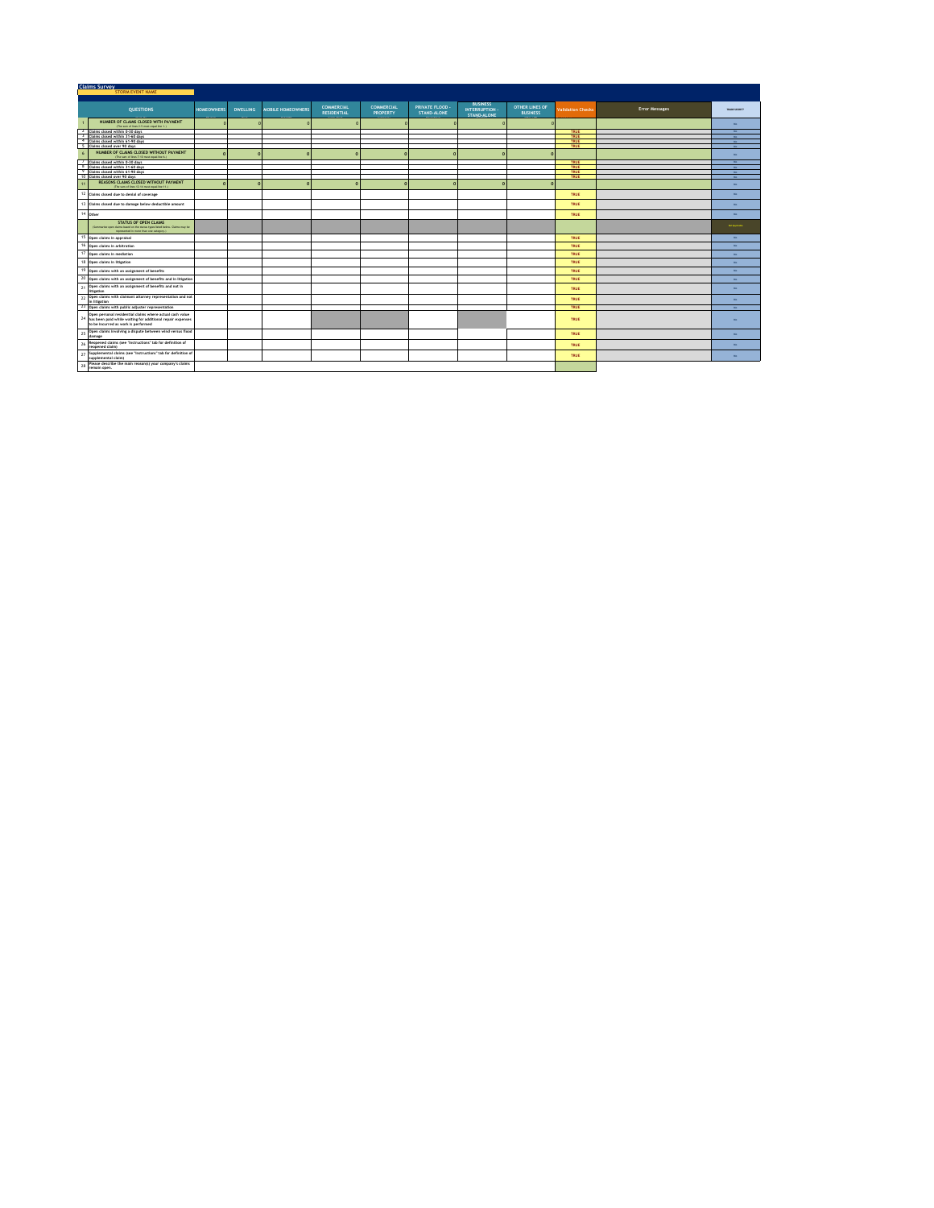# Claims Survey

STORM EVENT NAME

| | QUESTIONS | HOMEOWNERS | DWELLING | MOBILE HOMEOWNERS | COMMERCIAL RESIDENTIAL | COMMERCIAL PROPERTY | PRIVATE FLOOD - STAND-ALONE | BUSINESS INTERRUPTION - STAND-ALONE | OTHER LINES OF BUSINESS | Validation Checks | Error Messages | |
|---|---|---|---|---|---|---|---|---|---|---|---|---|
| 1 | NUMBER OF CLAIMS CLOSED WITH PAYMENT (The sum of lines 2-5 must equal line 1.) | 0 | 0 | 0 | 0 | 0 | 0 | 0 | 0 | | | |
| 2 | Claims closed within 0-30 days | | | | | | | | | TRUE | | |
| 3 | Claims closed within 31-60 days | | | | | | | | | TRUE | | |
| 4 | Claims closed within 61-90 days | | | | | | | | | TRUE | | |
| 5 | Claims closed over 90 days | | | | | | | | | TRUE | | |
| 6 | NUMBER OF CLAIMS CLOSED WITHOUT PAYMENT (The sum of lines 7-10 must equal line 6.) | 0 | 0 | 0 | 0 | 0 | 0 | 0 | 0 | | | |
| 7 | Claims closed within 0-30 days | | | | | | | | | TRUE | | |
| 8 | Claims closed within 31-60 days | | | | | | | | | TRUE | | |
| 9 | Claims closed within 61-90 days | | | | | | | | | TRUE | | |
| 10 | Claims closed over 90 days | | | | | | | | | TRUE | | |
| 11 | REASONS CLAIMS CLOSED WITHOUT PAYMENT (The sum of lines 12-14 must equal line 11.) | 0 | 0 | 0 | 0 | 0 | 0 | 0 | 0 | | | |
| 12 | Claims closed due to denial of coverage | | | | | | | | | TRUE | | |
| 13 | Claims closed due to damage below deductible amount | | | | | | | | | TRUE | | |
| 14 | Other | | | | | | | | | TRUE | | |
| | STATUS OF OPEN CLAIMS (Summarize open claims based on the status types listed below. Claims may be represented in more than one category.) | | | | | | | | | | | |
| 15 | Open claims in appraisal | | | | | | | | | TRUE | | |
| 16 | Open claims in arbitration | | | | | | | | | TRUE | | |
| 17 | Open claims in mediation | | | | | | | | | TRUE | | |
| 18 | Open claims in litigation | | | | | | | | | TRUE | | |
| 19 | Open claims with an assignment of benefits | | | | | | | | | TRUE | | |
| 20 | Open claims with an assignment of benefits and in litigation | | | | | | | | | TRUE | | |
| 21 | Open claims with an assignment of benefits and not in litigation | | | | | | | | | TRUE | | |
| 22 | Open claims with claimant attorney representation and not in litigation | | | | | | | | | TRUE | | |
| 23 | Open claims with public adjuster representation | | | | | | | | | TRUE | | |
| 24 | Open personal residential claims where actual cash value has been paid while waiting for additional repair expenses to be incurred as work is performed | | | | | | | | | TRUE | | |
| 25 | Open claims involving a dispute between wind versus flood damage | | | | | | | | | TRUE | | |
| 26 | Reopened claims (see "Instructions" tab for definition of reopened claim) | | | | | | | | | TRUE | | |
| 27 | Supplemental claims (see "Instructions" tab for definition of supplemental claim) | | | | | | | | | TRUE | | |
| 28 | Please describe the main reason(s) your company's claims remain open. | | | | | | | | | | | |